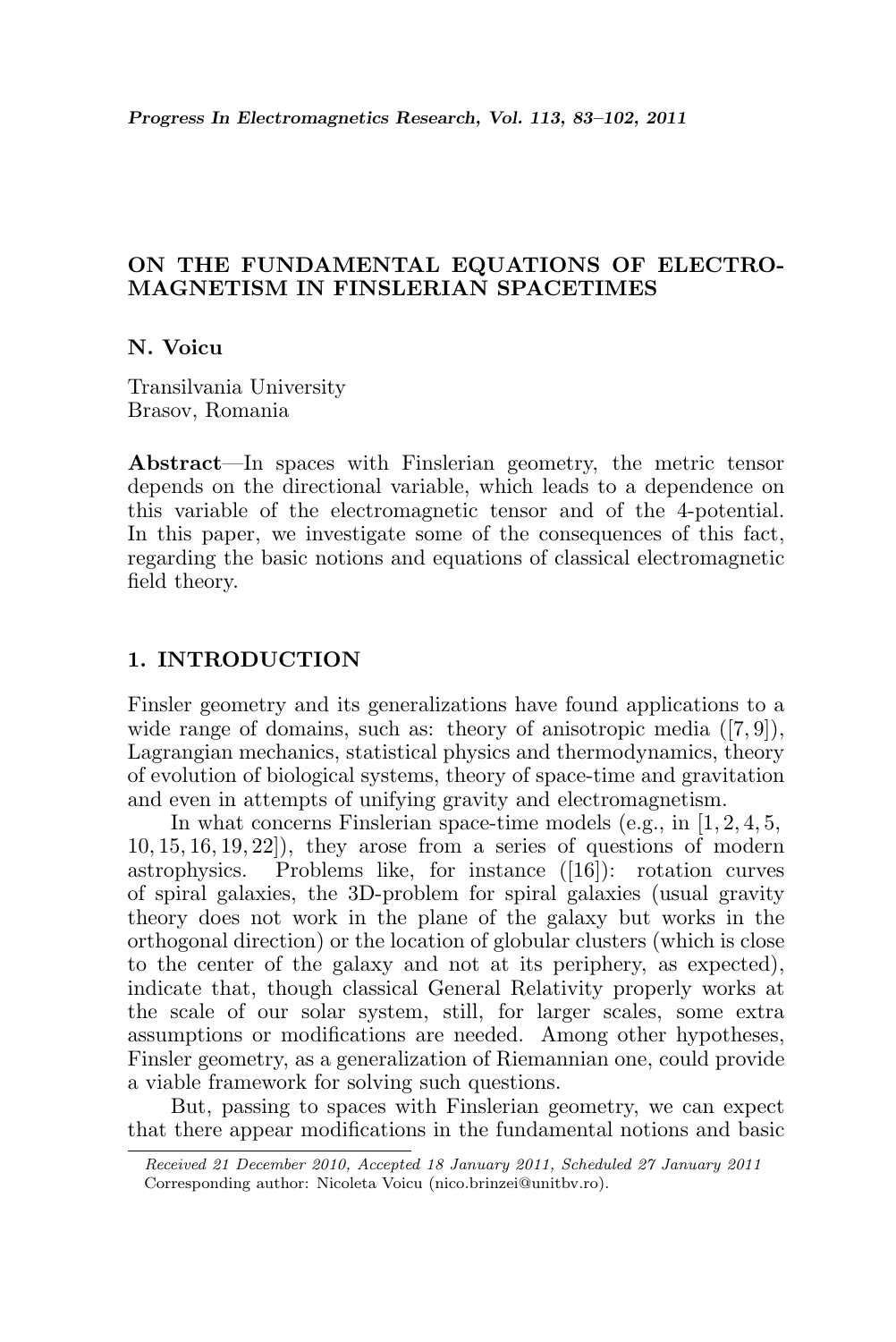# ON THE FUNDAMENTAL EQUATIONS OF ELECTROMAGNETISM IN FINSLERIAN SPACETIMES

**N. Voicu**

Transilvania University
Brasov, Romania

**Abstract**—In spaces with Finslerian geometry, the metric tensor depends on the directional variable, which leads to a dependence on this variable of the electromagnetic tensor and of the 4-potential. In this paper, we investigate some of the consequences of this fact, regarding the basic notions and equations of classical electromagnetic field theory.

## 1. INTRODUCTION

Finsler geometry and its generalizations have found applications to a wide range of domains, such as: theory of anisotropic media ([7, 9]), Lagrangian mechanics, statistical physics and thermodynamics, theory of evolution of biological systems, theory of space-time and gravitation and even in attempts of unifying gravity and electromagnetism.

In what concerns Finslerian space-time models (e.g., in [1, 2, 4, 5, 10, 15, 16, 19, 22]), they arose from a series of questions of modern astrophysics. Problems like, for instance ([16]): rotation curves of spiral galaxies, the 3D-problem for spiral galaxies (usual gravity theory does not work in the plane of the galaxy but works in the orthogonal direction) or the location of globular clusters (which is close to the center of the galaxy and not at its periphery, as expected), indicate that, though classical General Relativity properly works at the scale of our solar system, still, for larger scales, some extra assumptions or modifications are needed. Among other hypotheses, Finsler geometry, as a generalization of Riemannian one, could provide a viable framework for solving such questions.

But, passing to spaces with Finslerian geometry, we can expect that there appear modifications in the fundamental notions and basic

*Received 21 December 2010, Accepted 18 January 2011, Scheduled 27 January 2011*
Corresponding author: Nicoleta Voicu (nico.brinzei@unitbv.ro).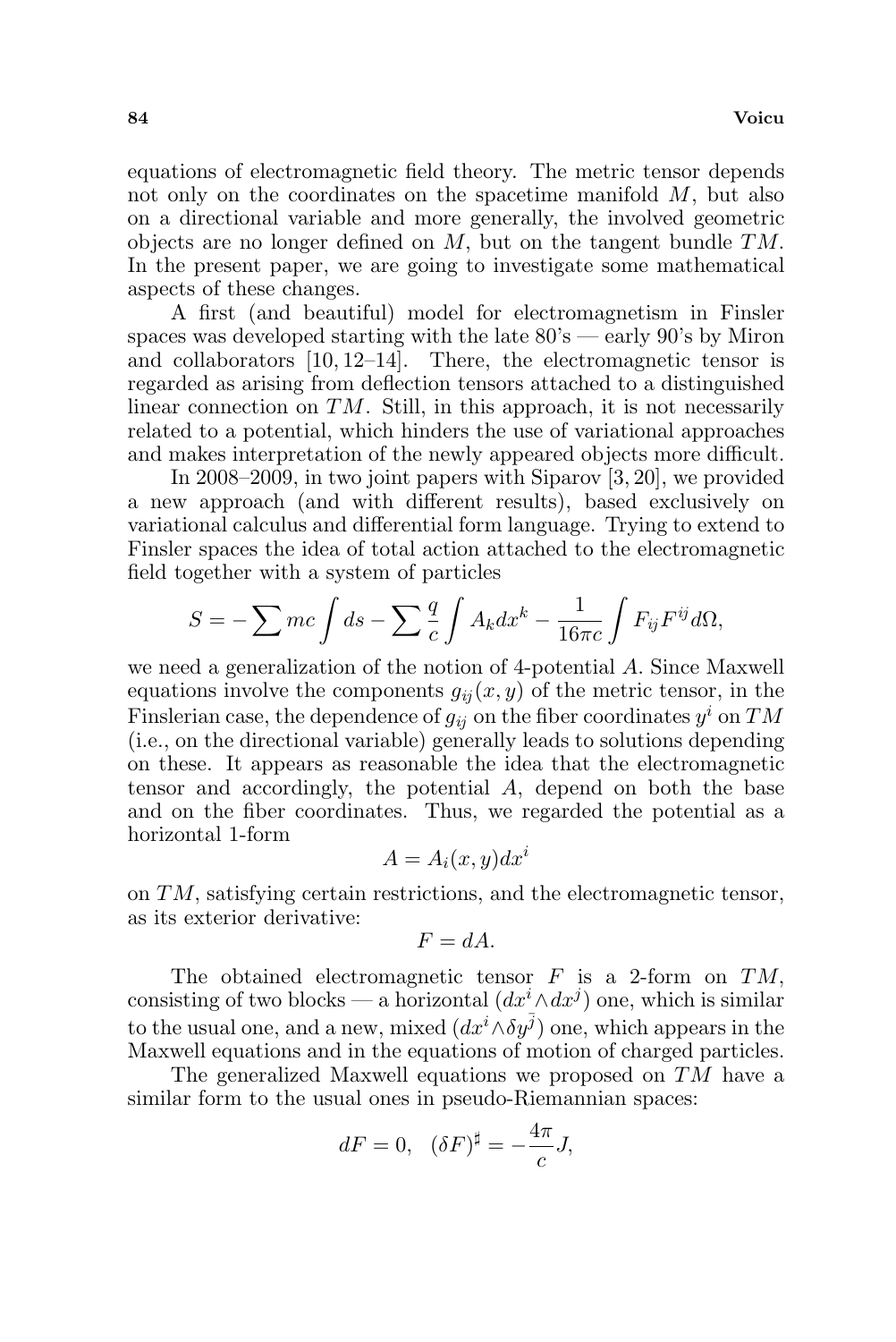equations of electromagnetic field theory. The metric tensor depends not only on the coordinates on the spacetime manifold $M$, but also on a directional variable and more generally, the involved geometric objects are no longer defined on $M$, but on the tangent bundle $TM$. In the present paper, we are going to investigate some mathematical aspects of these changes.

A first (and beautiful) model for electromagnetism in Finsler spaces was developed starting with the late 80's — early 90's by Miron and collaborators [10, 12–14]. There, the electromagnetic tensor is regarded as arising from deflection tensors attached to a distinguished linear connection on $TM$. Still, in this approach, it is not necessarily related to a potential, which hinders the use of variational approaches and makes interpretation of the newly appeared objects more difficult.

In 2008–2009, in two joint papers with Siparov [3, 20], we provided a new approach (and with different results), based exclusively on variational calculus and differential form language. Trying to extend to Finsler spaces the idea of total action attached to the electromagnetic field together with a system of particles

$$S = -\sum mc \int ds - \sum \frac{q}{c} \int A_k dx^k - \frac{1}{16\pi c} \int F_{ij} F^{ij} d\Omega,$$

we need a generalization of the notion of 4-potential $A$. Since Maxwell equations involve the components $g_{ij}(x, y)$ of the metric tensor, in the Finslerian case, the dependence of $g_{ij}$ on the fiber coordinates $y^i$ on $TM$ (i.e., on the directional variable) generally leads to solutions depending on these. It appears as reasonable the idea that the electromagnetic tensor and accordingly, the potential $A$, depend on both the base and on the fiber coordinates. Thus, we regarded the potential as a horizontal 1-form

$$A = A_i(x, y) dx^i$$

on $TM$, satisfying certain restrictions, and the electromagnetic tensor, as its exterior derivative:

$$F = dA.$$

The obtained electromagnetic tensor $F$ is a 2-form on $TM$, consisting of two blocks — a horizontal ($dx^i \wedge dx^j$) one, which is similar to the usual one, and a new, mixed ($dx^i \wedge \delta y^{\bar{j}}$) one, which appears in the Maxwell equations and in the equations of motion of charged particles.

The generalized Maxwell equations we proposed on $TM$ have a similar form to the usual ones in pseudo-Riemannian spaces:

$$dF = 0, \quad (\delta F)^\sharp = -\frac{4\pi}{c} J,$$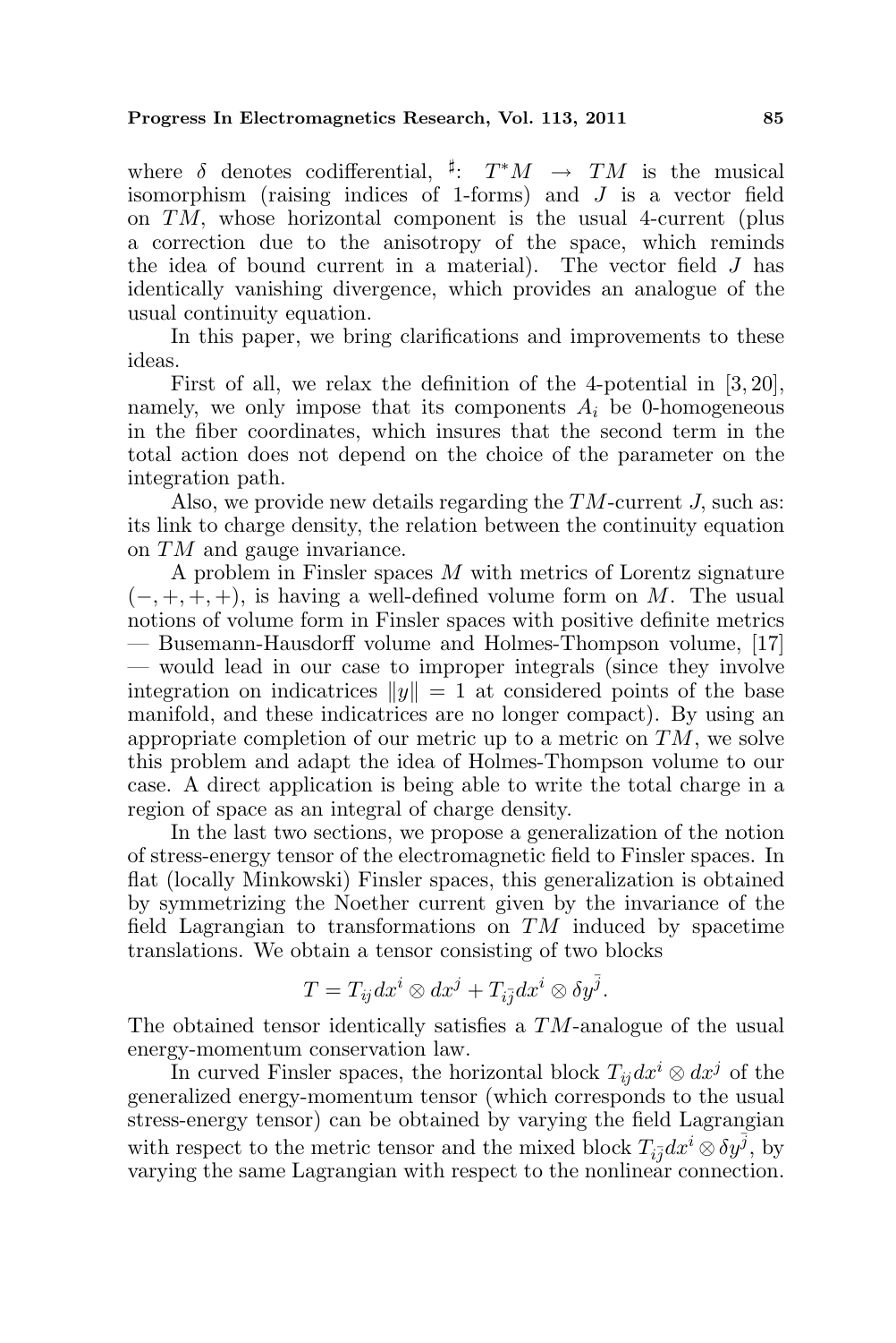where $\delta$ denotes codifferential, $^\sharp$: $T^*M \to TM$ is the musical isomorphism (raising indices of 1-forms) and $J$ is a vector field on $TM$, whose horizontal component is the usual 4-current (plus a correction due to the anisotropy of the space, which reminds the idea of bound current in a material). The vector field $J$ has identically vanishing divergence, which provides an analogue of the usual continuity equation.

In this paper, we bring clarifications and improvements to these ideas.

First of all, we relax the definition of the 4-potential in [3, 20], namely, we only impose that its components $A_i$ be 0-homogeneous in the fiber coordinates, which insures that the second term in the total action does not depend on the choice of the parameter on the integration path.

Also, we provide new details regarding the $TM$-current $J$, such as: its link to charge density, the relation between the continuity equation on $TM$ and gauge invariance.

A problem in Finsler spaces $M$ with metrics of Lorentz signature $(-,+,+,+)$, is having a well-defined volume form on $M$. The usual notions of volume form in Finsler spaces with positive definite metrics — Busemann-Hausdorff volume and Holmes-Thompson volume, [17] — would lead in our case to improper integrals (since they involve integration on indicatrices $\|y\| = 1$ at considered points of the base manifold, and these indicatrices are no longer compact). By using an appropriate completion of our metric up to a metric on $TM$, we solve this problem and adapt the idea of Holmes-Thompson volume to our case. A direct application is being able to write the total charge in a region of space as an integral of charge density.

In the last two sections, we propose a generalization of the notion of stress-energy tensor of the electromagnetic field to Finsler spaces. In flat (locally Minkowski) Finsler spaces, this generalization is obtained by symmetrizing the Noether current given by the invariance of the field Lagrangian to transformations on $TM$ induced by spacetime translations. We obtain a tensor consisting of two blocks

$$T = T_{ij}dx^i \otimes dx^j + T_{i\bar{j}}dx^i \otimes \delta y^{\bar{j}}.$$

The obtained tensor identically satisfies a $TM$-analogue of the usual energy-momentum conservation law.

In curved Finsler spaces, the horizontal block $T_{ij}dx^i \otimes dx^j$ of the generalized energy-momentum tensor (which corresponds to the usual stress-energy tensor) can be obtained by varying the field Lagrangian with respect to the metric tensor and the mixed block $T_{i\bar{j}}dx^i \otimes \delta y^{\bar{j}}$, by varying the same Lagrangian with respect to the nonlinear connection.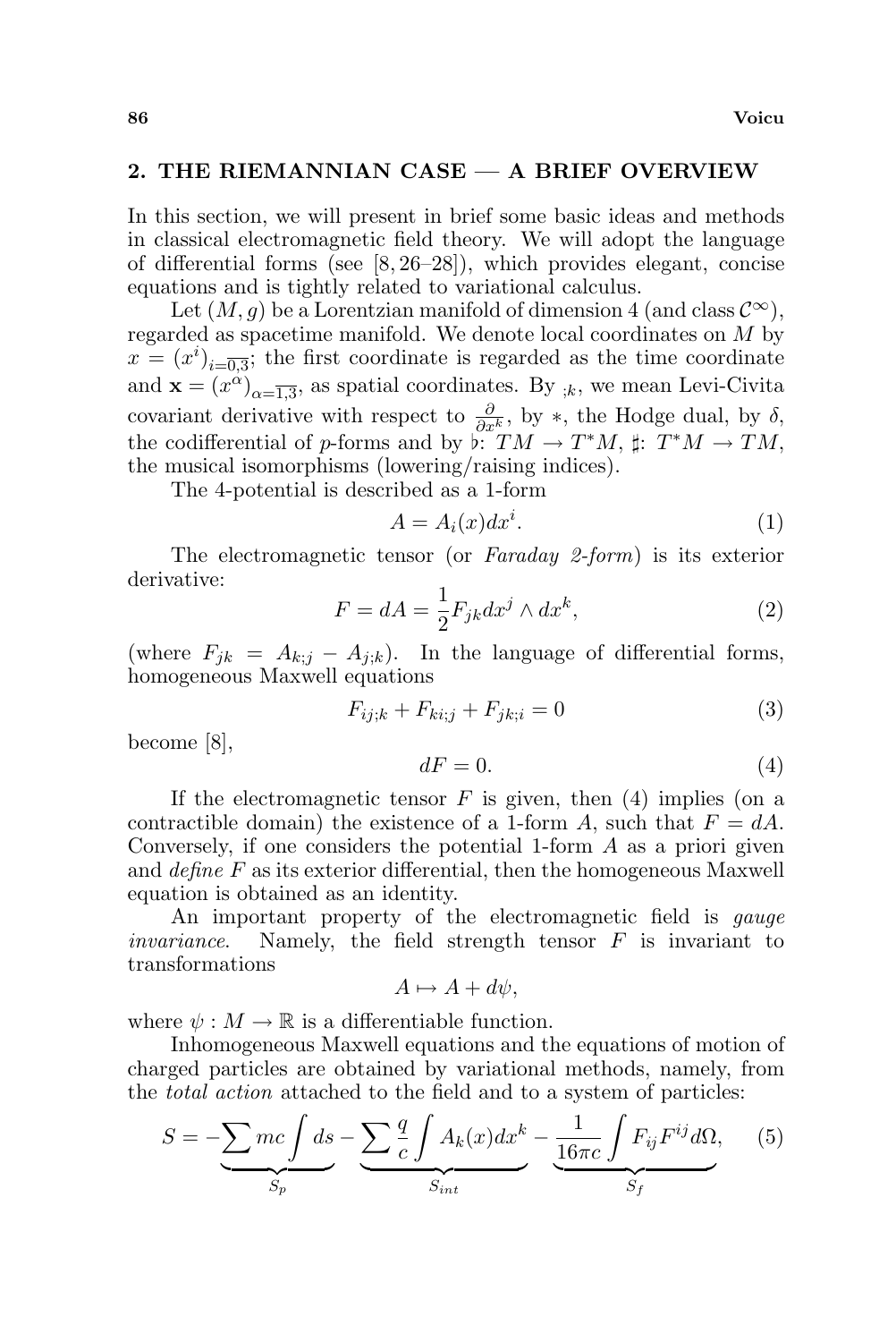## 2. THE RIEMANNIAN CASE — A BRIEF OVERVIEW

In this section, we will present in brief some basic ideas and methods in classical electromagnetic field theory. We will adopt the language of differential forms (see [8, 26–28]), which provides elegant, concise equations and is tightly related to variational calculus.

Let $(M, g)$ be a Lorentzian manifold of dimension 4 (and class $\mathcal{C}^\infty$), regarded as spacetime manifold. We denote local coordinates on $M$ by $x = (x^i)_{i=\overline{0,3}}$; the first coordinate is regarded as the time coordinate and $\mathbf{x} = (x^\alpha)_{\alpha=\overline{1,3}}$, as spatial coordinates. By $_{;k}$, we mean Levi-Civita covariant derivative with respect to $\frac{\partial}{\partial x^k}$, by $*$, the Hodge dual, by $\delta$, the codifferential of $p$-forms and by $\flat$: $TM \to T^*M$, $\sharp$: $T^*M \to TM$, the musical isomorphisms (lowering/raising indices).

The 4-potential is described as a 1-form

$$A = A_i(x)dx^i. \tag{1}$$

The electromagnetic tensor (or *Faraday 2-form*) is its exterior derivative:

$$F = dA = \frac{1}{2}F_{jk}dx^j \wedge dx^k, \tag{2}$$

(where $F_{jk} = A_{k;j} - A_{j;k}$). In the language of differential forms, homogeneous Maxwell equations

$$F_{ij;k} + F_{ki;j} + F_{jk;i} = 0 \tag{3}$$

become [8],

$$dF = 0. \tag{4}$$

If the electromagnetic tensor $F$ is given, then (4) implies (on a contractible domain) the existence of a 1-form $A$, such that $F = dA$. Conversely, if one considers the potential 1-form $A$ as a priori given and *define* $F$ as its exterior differential, then the homogeneous Maxwell equation is obtained as an identity.

An important property of the electromagnetic field is *gauge invariance*. Namely, the field strength tensor $F$ is invariant to transformations

$$A \mapsto A + d\psi,$$

where $\psi : M \to \mathbb{R}$ is a differentiable function.

Inhomogeneous Maxwell equations and the equations of motion of charged particles are obtained by variational methods, namely, from the *total action* attached to the field and to a system of particles:

$$S = \underbrace{-\sum mc\int ds}_{S_p} \underbrace{- \sum \frac{q}{c}\int A_k(x)dx^k}_{S_{int}} \underbrace{- \frac{1}{16\pi c}\int F_{ij}F^{ij}d\Omega}_{S_f}, \tag{5}$$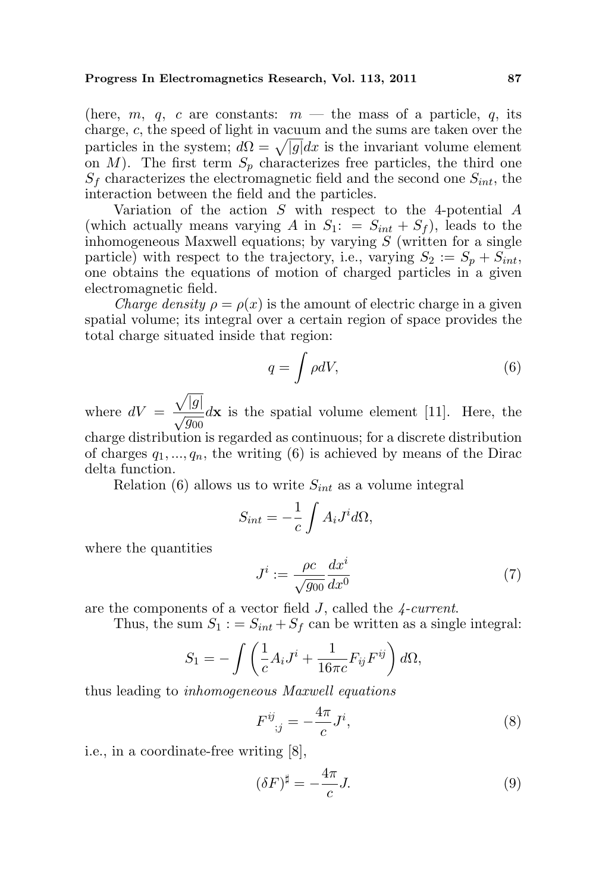(here, $m$, $q$, $c$ are constants: $m$ — the mass of a particle, $q$, its charge, $c$, the speed of light in vacuum and the sums are taken over the particles in the system; $d\Omega = \sqrt{|g|}dx$ is the invariant volume element on $M$). The first term $S_p$ characterizes free particles, the third one $S_f$ characterizes the electromagnetic field and the second one $S_{int}$, the interaction between the field and the particles.

Variation of the action $S$ with respect to the 4-potential $A$ (which actually means varying $A$ in $S_1 := S_{int} + S_f$), leads to the inhomogeneous Maxwell equations; by varying $S$ (written for a single particle) with respect to the trajectory, i.e., varying $S_2 := S_p + S_{int}$, one obtains the equations of motion of charged particles in a given electromagnetic field.

*Charge density* $\rho = \rho(x)$ is the amount of electric charge in a given spatial volume; its integral over a certain region of space provides the total charge situated inside that region:

$$q = \int \rho dV, \tag{6}$$

where $dV = \dfrac{\sqrt{|g|}}{\sqrt{g_{00}}} d\mathbf{x}$ is the spatial volume element [11]. Here, the charge distribution is regarded as continuous; for a discrete distribution of charges $q_1, ..., q_n$, the writing (6) is achieved by means of the Dirac delta function.

Relation (6) allows us to write $S_{int}$ as a volume integral

$$S_{int} = -\frac{1}{c}\int A_i J^i d\Omega,$$

where the quantities

$$J^i := \frac{\rho c}{\sqrt{g_{00}}}\frac{dx^i}{dx^0} \tag{7}$$

are the components of a vector field $J$, called the *4-current*.

Thus, the sum $S_1 := S_{int} + S_f$ can be written as a single integral:

$$S_1 = -\int \left(\frac{1}{c}A_i J^i + \frac{1}{16\pi c}F_{ij}F^{ij}\right) d\Omega,$$

thus leading to *inhomogeneous Maxwell equations*

$$F^{ij}{}_{;j} = -\frac{4\pi}{c}J^i, \tag{8}$$

i.e., in a coordinate-free writing [8],

$$(\delta F)^{\sharp} = -\frac{4\pi}{c}J. \tag{9}$$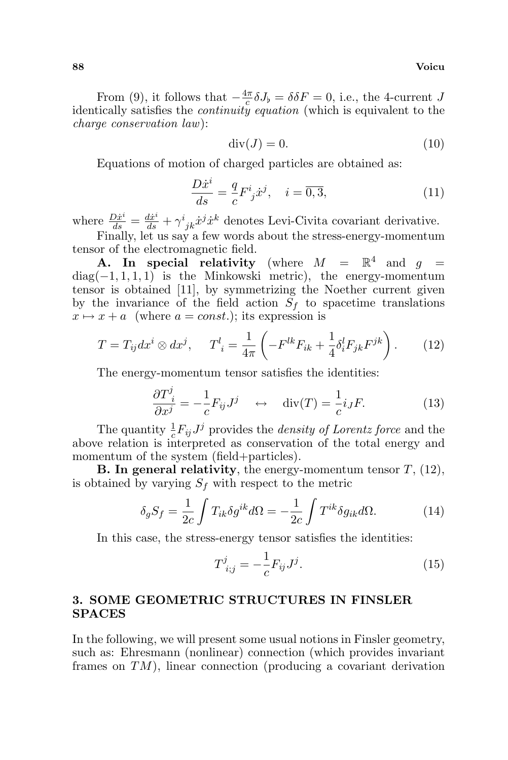From (9), it follows that $-\frac{4\pi}{c}\delta J_\flat = \delta\delta F = 0$, i.e., the 4-current $J$ identically satisfies the *continuity equation* (which is equivalent to the *charge conservation law*):

$$\operatorname{div}(J) = 0. \tag{10}$$

Equations of motion of charged particles are obtained as:

$$\frac{D\dot{x}^i}{ds} = \frac{q}{c}F^i{}_j\dot{x}^j, \quad i = \overline{0,3}, \tag{11}$$

where $\frac{D\dot{x}^i}{ds} = \frac{d\dot{x}^i}{ds} + \gamma^i{}_{jk}\dot{x}^j\dot{x}^k$ denotes Levi-Civita covariant derivative.

Finally, let us say a few words about the stress-energy-momentum tensor of the electromagnetic field.

**A. In special relativity** (where $M = \mathbb{R}^4$ and $g = \operatorname{diag}(-1,1,1,1)$ is the Minkowski metric), the energy-momentum tensor is obtained [11], by symmetrizing the Noether current given by the invariance of the field action $S_f$ to spacetime translations $x \mapsto x + a$ (where $a = const.$); its expression is

$$T = T_{ij}dx^i \otimes dx^j, \quad T^l{}_i = \frac{1}{4\pi}\left(-F^{lk}F_{ik} + \frac{1}{4}\delta^l_i F_{jk}F^{jk}\right). \tag{12}$$

The energy-momentum tensor satisfies the identities:

$$\frac{\partial T^j_{\ i}}{\partial x^j} = -\frac{1}{c}F_{ij}J^j \quad \leftrightarrow \quad \operatorname{div}(T) = \frac{1}{c}i_J F. \tag{13}$$

The quantity $\frac{1}{c}F_{ij}J^j$ provides the *density of Lorentz force* and the above relation is interpreted as conservation of the total energy and momentum of the system (field+particles).

**B. In general relativity**, the energy-momentum tensor $T$, (12), is obtained by varying $S_f$ with respect to the metric

$$\delta_g S_f = \frac{1}{2c}\int T_{ik}\delta g^{ik}d\Omega = -\frac{1}{2c}\int T^{ik}\delta g_{ik}d\Omega. \tag{14}$$

In this case, the stress-energy tensor satisfies the identities:

$$T^j_{\ i;j} = -\frac{1}{c}F_{ij}J^j. \tag{15}$$

## 3. SOME GEOMETRIC STRUCTURES IN FINSLER SPACES

In the following, we will present some usual notions in Finsler geometry, such as: Ehresmann (nonlinear) connection (which provides invariant frames on $TM$), linear connection (producing a covariant derivation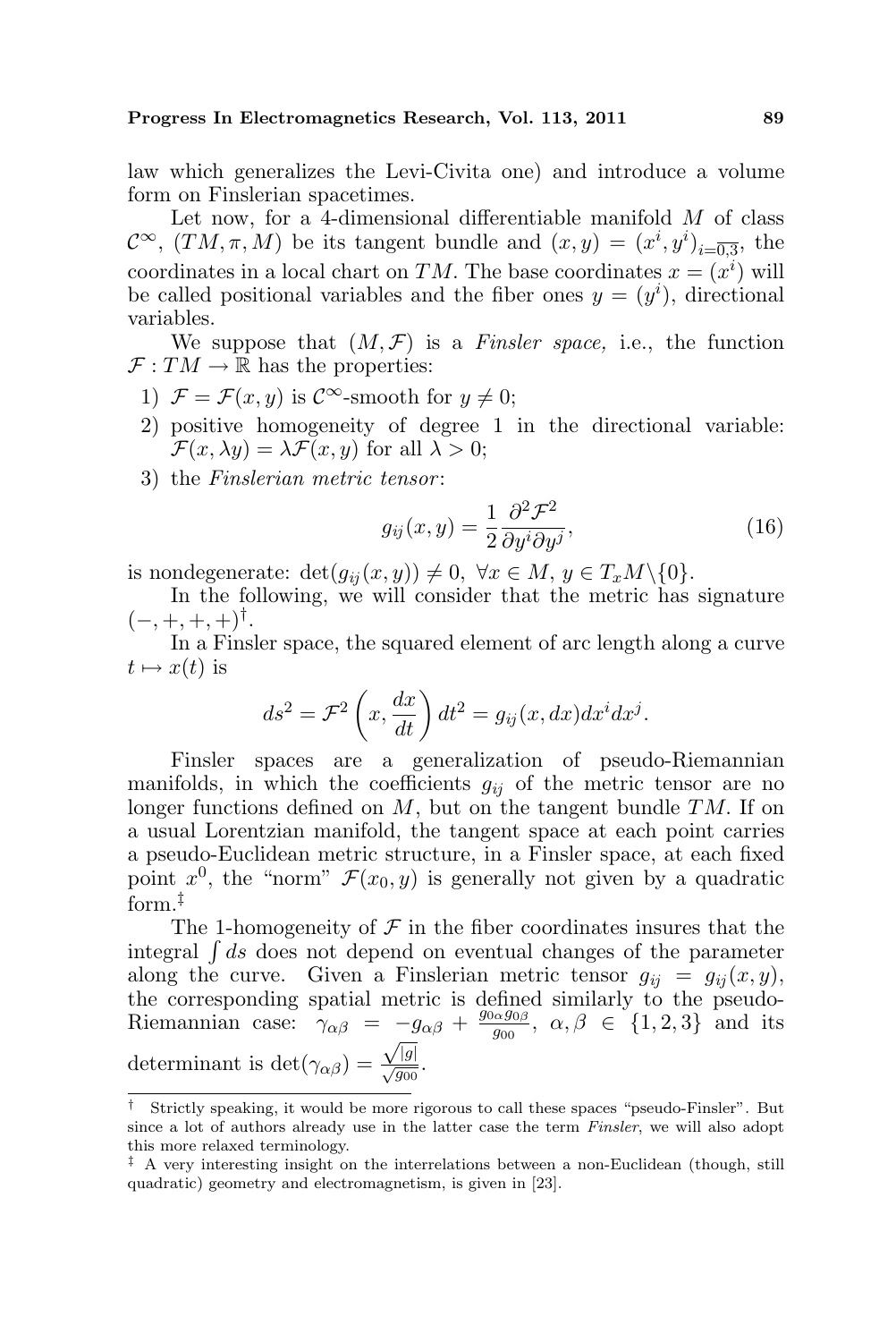law which generalizes the Levi-Civita one) and introduce a volume form on Finslerian spacetimes.

Let now, for a 4-dimensional differentiable manifold $M$ of class $\mathcal{C}^\infty$, $(TM, \pi, M)$ be its tangent bundle and $(x, y) = (x^i, y^i)_{i=\overline{0,3}}$, the coordinates in a local chart on $TM$. The base coordinates $x = (x^i)$ will be called positional variables and the fiber ones $y = (y^i)$, directional variables.

We suppose that $(M, \mathcal{F})$ is a *Finsler space,* i.e., the function $\mathcal{F} : TM \to \mathbb{R}$ has the properties:

1) $\mathcal{F} = \mathcal{F}(x, y)$ is $\mathcal{C}^\infty$-smooth for $y \neq 0$;
2) positive homogeneity of degree 1 in the directional variable: $\mathcal{F}(x, \lambda y) = \lambda \mathcal{F}(x, y)$ for all $\lambda > 0$;
3) the *Finslerian metric tensor*:

$$g_{ij}(x, y) = \frac{1}{2} \frac{\partial^2 \mathcal{F}^2}{\partial y^i \partial y^j}, \tag{16}$$

is nondegenerate: $\det(g_{ij}(x, y)) \neq 0$, $\forall x \in M$, $y \in T_x M \backslash \{0\}$.

In the following, we will consider that the metric has signature $(-, +, +, +)$[†].

In a Finsler space, the squared element of arc length along a curve $t \mapsto x(t)$ is

$$ds^2 = \mathcal{F}^2 \left( x, \frac{dx}{dt} \right) dt^2 = g_{ij}(x, dx) dx^i dx^j.$$

Finsler spaces are a generalization of pseudo-Riemannian manifolds, in which the coefficients $g_{ij}$ of the metric tensor are no longer functions defined on $M$, but on the tangent bundle $TM$. If on a usual Lorentzian manifold, the tangent space at each point carries a pseudo-Euclidean metric structure, in a Finsler space, at each fixed point $x^0$, the "norm" $\mathcal{F}(x_0, y)$ is generally not given by a quadratic form.[‡]

The 1-homogeneity of $\mathcal{F}$ in the fiber coordinates insures that the integral $\int ds$ does not depend on eventual changes of the parameter along the curve. Given a Finslerian metric tensor $g_{ij} = g_{ij}(x, y)$, the corresponding spatial metric is defined similarly to the pseudo-Riemannian case: $\gamma_{\alpha\beta} = -g_{\alpha\beta} + \frac{g_{0\alpha} g_{0\beta}}{g_{00}}$, $\alpha, \beta \in \{1, 2, 3\}$ and its determinant is $\det(\gamma_{\alpha\beta}) = \frac{\sqrt{|g|}}{\sqrt{g_{00}}}$.

---

[†] Strictly speaking, it would be more rigorous to call these spaces "pseudo-Finsler". But since a lot of authors already use in the latter case the term *Finsler*, we will also adopt this more relaxed terminology.

[‡] A very interesting insight on the interrelations between a non-Euclidean (though, still quadratic) geometry and electromagnetism, is given in [23].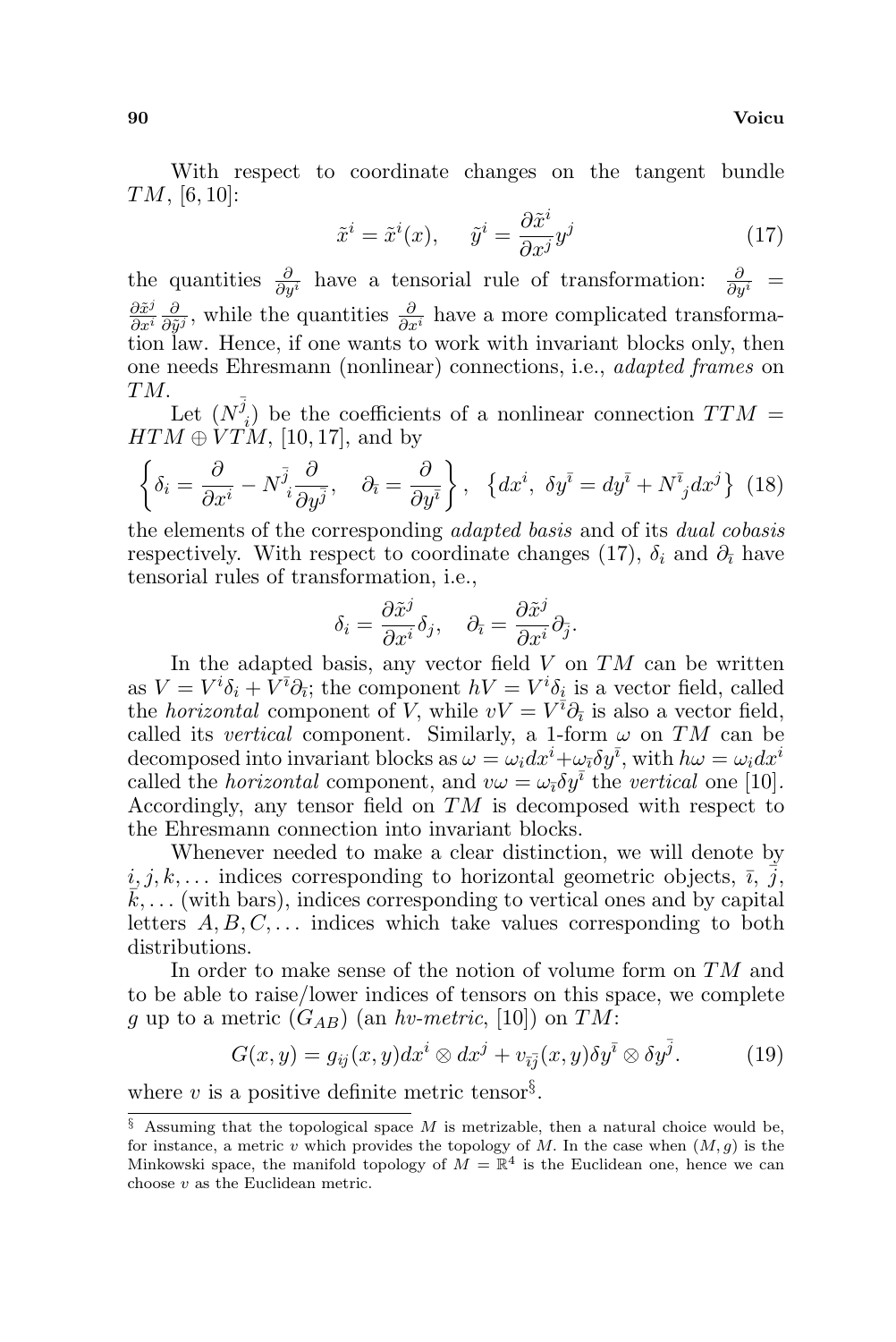With respect to coordinate changes on the tangent bundle $TM$, [6, 10]:

$$\tilde{x}^i = \tilde{x}^i(x), \quad \tilde{y}^i = \frac{\partial \tilde{x}^i}{\partial x^j} y^j \tag{17}$$

the quantities $\frac{\partial}{\partial y^i}$ have a tensorial rule of transformation: $\frac{\partial}{\partial y^i} = \frac{\partial \tilde{x}^j}{\partial x^i} \frac{\partial}{\partial \tilde{y}^j}$, while the quantities $\frac{\partial}{\partial x^i}$ have a more complicated transformation law. Hence, if one wants to work with invariant blocks only, then one needs Ehresmann (nonlinear) connections, i.e., *adapted frames* on $TM$.

Let $(N^{\bar{j}}{}_i)$ be the coefficients of a nonlinear connection $TTM = HTM \oplus VTM$, [10, 17], and by

$$\left\{ \delta_i = \frac{\partial}{\partial x^i} - N^{\bar{j}}{}_i \frac{\partial}{\partial y^{\bar{j}}}, \quad \partial_{\bar{\imath}} = \frac{\partial}{\partial y^{\bar{\imath}}} \right\}, \quad \left\{ dx^i, \ \delta y^{\bar{\imath}} = dy^{\bar{\imath}} + N^{\bar{\imath}}{}_j dx^j \right\} \tag{18}$$

the elements of the corresponding *adapted basis* and of its *dual cobasis* respectively. With respect to coordinate changes (17), $\delta_i$ and $\partial_{\bar{\imath}}$ have tensorial rules of transformation, i.e.,

$$\delta_i = \frac{\partial \tilde{x}^j}{\partial x^i} \delta_j, \quad \partial_{\bar{\imath}} = \frac{\partial \tilde{x}^j}{\partial x^i} \partial_{\bar{j}}.$$

In the adapted basis, any vector field $V$ on $TM$ can be written as $V = V^i \delta_i + V^{\bar{\imath}} \partial_{\bar{\imath}}$; the component $hV = V^i \delta_i$ is a vector field, called the *horizontal* component of $V$, while $vV = V^{\bar{\imath}} \partial_{\bar{\imath}}$ is also a vector field, called its *vertical* component. Similarly, a 1-form $\omega$ on $TM$ can be decomposed into invariant blocks as $\omega = \omega_i dx^i + \omega_{\bar{\imath}} \delta y^{\bar{\imath}}$, with $h\omega = \omega_i dx^i$ called the *horizontal* component, and $v\omega = \omega_{\bar{\imath}} \delta y^{\bar{\imath}}$ the *vertical* one [10]. Accordingly, any tensor field on $TM$ is decomposed with respect to the Ehresmann connection into invariant blocks.

Whenever needed to make a clear distinction, we will denote by $i, j, k, \ldots$ indices corresponding to horizontal geometric objects, $\bar{\imath}$, $\bar{j}$, $\bar{k}, \ldots$ (with bars), indices corresponding to vertical ones and by capital letters $A, B, C, \ldots$ indices which take values corresponding to both distributions.

In order to make sense of the notion of volume form on $TM$ and to be able to raise/lower indices of tensors on this space, we complete $g$ up to a metric $(G_{AB})$ (an *hv-metric*, [10]) on $TM$:

$$G(x, y) = g_{ij}(x, y) dx^i \otimes dx^j + v_{\bar{\imath}\bar{j}}(x, y) \delta y^{\bar{\imath}} \otimes \delta y^{\bar{j}}. \tag{19}$$

where $v$ is a positive definite metric tensor[§].

[§] Assuming that the topological space $M$ is metrizable, then a natural choice would be, for instance, a metric $v$ which provides the topology of $M$. In the case when $(M, g)$ is the Minkowski space, the manifold topology of $M = \mathbb{R}^4$ is the Euclidean one, hence we can choose $v$ as the Euclidean metric.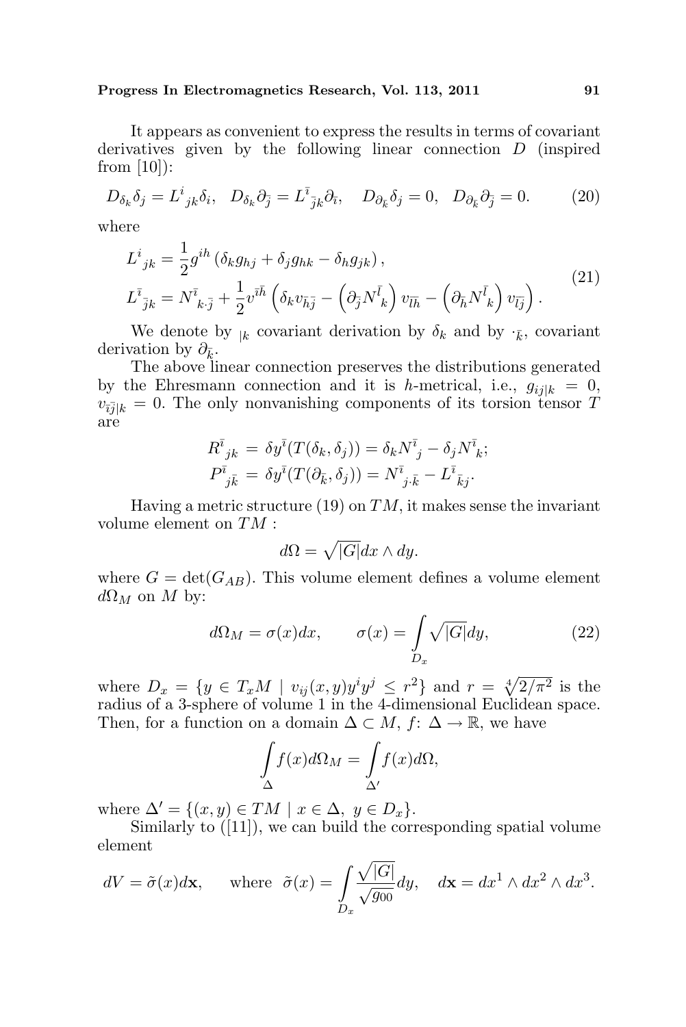It appears as convenient to express the results in terms of covariant derivatives given by the following linear connection $D$ (inspired from [10]):

$$D_{\delta_k}\delta_j = L^i{}_{jk}\delta_i, \quad D_{\delta_k}\partial_{\bar{j}} = L^{\bar{i}}{}_{\bar{j}k}\partial_{\bar{i}}, \quad D_{\partial_{\bar{k}}}\delta_j = 0, \quad D_{\partial_{\bar{k}}}\partial_{\bar{j}} = 0. \tag{20}$$

where

$$\begin{aligned} L^i{}_{jk} &= \frac{1}{2}g^{ih}\left(\delta_k g_{hj} + \delta_j g_{hk} - \delta_h g_{jk}\right), \\ L^{\bar{i}}{}_{\bar{j}k} &= N^{\bar{i}}{}_{k\cdot\bar{j}} + \frac{1}{2}v^{\bar{i}\bar{h}}\left(\delta_k v_{\bar{h}\bar{j}} - \left(\partial_{\bar{j}}N^{\bar{l}}{}_k\right)v_{\bar{l}\bar{h}} - \left(\partial_{\bar{h}}N^{\bar{l}}{}_k\right)v_{\bar{l}\bar{j}}\right). \end{aligned} \tag{21}$$

We denote by $_{|k}$ covariant derivation by $\delta_k$ and by $\cdot_{\bar{k}}$, covariant derivation by $\partial_{\bar{k}}$.

The above linear connection preserves the distributions generated by the Ehresmann connection and it is $h$-metrical, i.e., $g_{ij|k} = 0$, $v_{\bar{i}\bar{j}|k} = 0$. The only nonvanishing components of its torsion tensor $T$ are

$$\begin{aligned} R^{\bar{i}}{}_{jk} &= \delta y^{\bar{i}}(T(\delta_k, \delta_j)) = \delta_k N^{\bar{i}}{}_j - \delta_j N^{\bar{i}}{}_k; \\ P^{\bar{i}}{}_{j\bar{k}} &= \delta y^{\bar{i}}(T(\partial_{\bar{k}}, \delta_j)) = N^{\bar{i}}{}_{j\cdot\bar{k}} - L^{\bar{i}}{}_{\bar{k}j}. \end{aligned}$$

Having a metric structure (19) on $TM$, it makes sense the invariant volume element on $TM$ :

$$d\Omega = \sqrt{|G|}dx \wedge dy.$$

where $G = \det(G_{AB})$. This volume element defines a volume element $d\Omega_M$ on $M$ by:

$$d\Omega_M = \sigma(x)dx, \qquad \sigma(x) = \int\limits_{D_x} \sqrt{|G|}dy, \tag{22}$$

where $D_x = \{y \in T_xM \mid v_{ij}(x, y)y^i y^j \leq r^2\}$ and $r = \sqrt[4]{2/\pi^2}$ is the radius of a 3-sphere of volume 1 in the 4-dimensional Euclidean space. Then, for a function on a domain $\Delta \subset M$, $f\colon \Delta \to \mathbb{R}$, we have

$$\int\limits_{\Delta} f(x)d\Omega_M = \int\limits_{\Delta'} f(x)d\Omega,$$

where $\Delta' = \{(x, y) \in TM \mid x \in \Delta,\ y \in D_x\}$.

Similarly to ([11]), we can build the corresponding spatial volume element

$$dV = \tilde{\sigma}(x)d\mathbf{x}, \quad \text{ where } \tilde{\sigma}(x) = \int\limits_{D_x} \frac{\sqrt{|G|}}{\sqrt{g_{00}}}dy, \quad d\mathbf{x} = dx^1 \wedge dx^2 \wedge dx^3.$$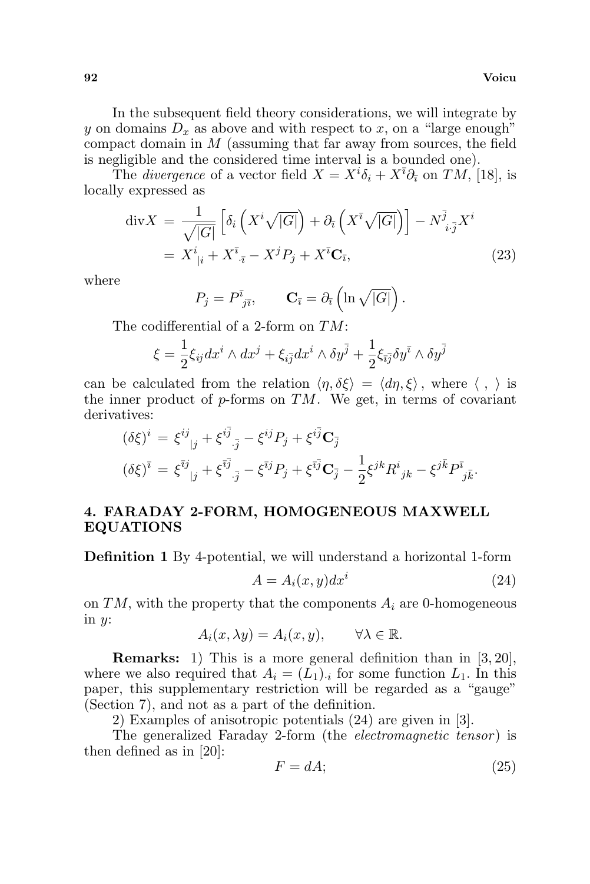In the subsequent field theory considerations, we will integrate by $y$ on domains $D_x$ as above and with respect to $x$, on a "large enough" compact domain in $M$ (assuming that far away from sources, the field is negligible and the considered time interval is a bounded one).

The *divergence* of a vector field $X = X^i\delta_i + X^{\bar{\imath}}\partial_{\bar{\imath}}$ on $TM$, [18], is locally expressed as

$$\begin{aligned}
\mathrm{div}X &= \frac{1}{\sqrt{|G|}}\left[\delta_i\left(X^i\sqrt{|G|}\right) + \partial_{\bar{\imath}}\left(X^{\bar{\imath}}\sqrt{|G|}\right)\right] - N^{\bar{j}}{}_{i\cdot\bar{j}}X^i \\
&= X^i{}_{|i} + X^{\bar{\imath}}{}_{\cdot\bar{\imath}} - X^j P_j + X^{\bar{\imath}}\mathbf{C}_{\bar{\imath}},
\end{aligned} \tag{23}$$

where

$$P_j = P^{\bar{\imath}}{}_{j\bar{\imath}}, \qquad \mathbf{C}_{\bar{\imath}} = \partial_{\bar{\imath}}\left(\ln\sqrt{|G|}\right).$$

The codifferential of a 2-form on $TM$:

$$\xi = \frac{1}{2}\xi_{ij}dx^i \wedge dx^j + \xi_{i\bar{j}}dx^i \wedge \delta y^{\bar{j}} + \frac{1}{2}\xi_{\bar{\imath}\bar{j}}\delta y^{\bar{\imath}} \wedge \delta y^{\bar{j}}$$

can be calculated from the relation $\langle \eta, \delta\xi\rangle = \langle d\eta, \xi\rangle$, where $\langle\ ,\ \rangle$ is the inner product of $p$-forms on $TM$. We get, in terms of covariant derivatives:

$$\begin{aligned}
(\delta\xi)^i &= \xi^{ij}{}_{|j} + \xi^{i\bar{j}}{}_{\cdot\bar{j}} - \xi^{ij}P_j + \xi^{i\bar{j}}\mathbf{C}_{\bar{j}} \\
(\delta\xi)^{\bar{\imath}} &= \xi^{\bar{\imath}j}{}_{|j} + \xi^{\bar{\imath}\bar{j}}{}_{\cdot\bar{j}} - \xi^{\bar{\imath}j}P_j + \xi^{\bar{\imath}\bar{j}}\mathbf{C}_{\bar{j}} - \frac{1}{2}\xi^{jk}R^i{}_{jk} - \xi^{j\bar{k}}P^{\bar{\imath}}{}_{j\bar{k}}.
\end{aligned}$$

## 4. FARADAY 2-FORM, HOMOGENEOUS MAXWELL EQUATIONS

**Definition 1** By 4-potential, we will understand a horizontal 1-form

$$A = A_i(x,y)dx^i \tag{24}$$

on $TM$, with the property that the components $A_i$ are 0-homogeneous in $y$:

$$A_i(x,\lambda y) = A_i(x,y), \qquad \forall\lambda \in \mathbb{R}.$$

**Remarks:** 1) This is a more general definition than in [3, 20], where we also required that $A_i = (L_1)_{\cdot i}$ for some function $L_1$. In this paper, this supplementary restriction will be regarded as a "gauge" (Section 7), and not as a part of the definition.

2) Examples of anisotropic potentials (24) are given in [3].

The generalized Faraday 2-form (the *electromagnetic tensor*) is then defined as in [20]:

$$F = dA; \tag{25}$$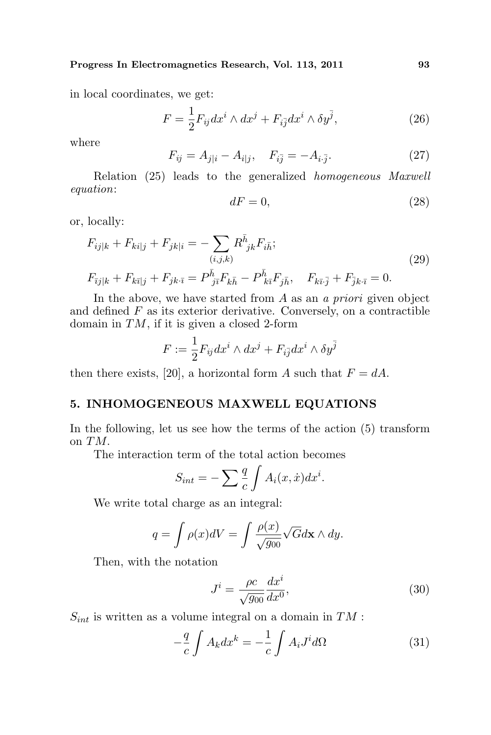in local coordinates, we get:

$$F = \frac{1}{2} F_{ij} dx^i \wedge dx^j + F_{i\bar{j}} dx^i \wedge \delta y^{\bar{j}}, \tag{26}$$

where

$$F_{ij} = A_{j|i} - A_{i|j}, \quad F_{i\bar{j}} = -A_{i \cdot \bar{j}}. \tag{27}$$

Relation (25) leads to the generalized *homogeneous Maxwell equation*:

$$dF = 0, \tag{28}$$

or, locally:

$$\begin{aligned} &F_{ij|k} + F_{ki|j} + F_{jk|i} = -\sum_{(i,j,k)} R^{\bar{h}}{}_{jk} F_{i\bar{h}}; \\ &F_{\bar{i}j|k} + F_{k\bar{i}|j} + F_{jk \cdot \bar{i}} = P^{\bar{h}}{}_{j\bar{i}} F_{k\bar{h}} - P^{\bar{h}}{}_{k\bar{i}} F_{j\bar{h}}, \quad F_{k\bar{i} \cdot \bar{j}} + F_{\bar{j}k \cdot \bar{i}} = 0. \end{aligned} \tag{29}$$

In the above, we have started from $A$ as an *a priori* given object and defined $F$ as its exterior derivative. Conversely, on a contractible domain in $TM$, if it is given a closed 2-form

$$F := \frac{1}{2} F_{ij} dx^i \wedge dx^j + F_{i\bar{j}} dx^i \wedge \delta y^{\bar{j}}$$

then there exists, [20], a horizontal form $A$ such that $F = dA$.

## 5. INHOMOGENEOUS MAXWELL EQUATIONS

In the following, let us see how the terms of the action (5) transform on $TM$.

The interaction term of the total action becomes

$$S_{int} = -\sum \frac{q}{c} \int A_i(x, \dot{x}) dx^i.$$

We write total charge as an integral:

$$q = \int \rho(x) dV = \int \frac{\rho(x)}{\sqrt{g_{00}}} \sqrt{G} d\mathbf{x} \wedge dy.$$

Then, with the notation

$$J^i = \frac{\rho c}{\sqrt{g_{00}}} \frac{dx^i}{dx^0}, \tag{30}$$

$S_{int}$ is written as a volume integral on a domain in $TM$ :

$$-\frac{q}{c} \int A_k dx^k = -\frac{1}{c} \int A_i J^i d\Omega \tag{31}$$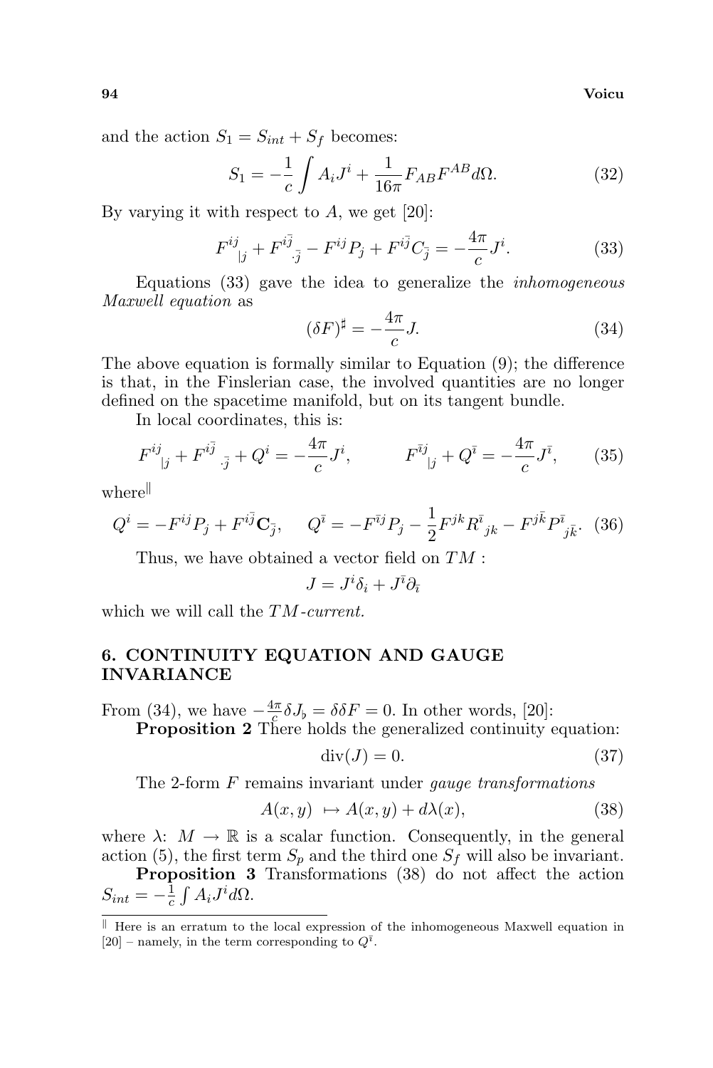and the action $S_1 = S_{int} + S_f$ becomes:

$$S_1 = -\frac{1}{c}\int A_i J^i + \frac{1}{16\pi} F_{AB}F^{AB} d\Omega. \tag{32}$$

By varying it with respect to $A$, we get [20]:

$$F^{ij}{}_{|j} + F^{i\bar{j}}{}_{\cdot\bar{j}} - F^{ij}P_j + F^{i\bar{j}}C_{\bar{j}} = -\frac{4\pi}{c}J^i. \tag{33}$$

Equations (33) gave the idea to generalize the *inhomogeneous Maxwell equation* as

$$(\delta F)^{\sharp} = -\frac{4\pi}{c}J. \tag{34}$$

The above equation is formally similar to Equation (9); the difference is that, in the Finslerian case, the involved quantities are no longer defined on the spacetime manifold, but on its tangent bundle.

In local coordinates, this is:

$$F^{ij}{}_{|j} + F^{i\bar{j}}{}_{\cdot\bar{j}} + Q^i = -\frac{4\pi}{c}J^i, \qquad F^{\bar{i}j}{}_{|j} + Q^{\bar{i}} = -\frac{4\pi}{c}J^{\bar{i}}, \tag{35}$$

where[‖]

$$Q^i = -F^{ij}P_j + F^{i\bar{j}}\mathbf{C}_{\bar{j}}, \quad Q^{\bar{i}} = -F^{\bar{i}j}P_j - \frac{1}{2}F^{jk}R^{\bar{i}}{}_{jk} - F^{j\bar{k}}P^{\bar{i}}{}_{j\bar{k}}. \tag{36}$$

Thus, we have obtained a vector field on $TM$ :

$$J = J^i\delta_i + J^{\bar{i}}\partial_{\bar{i}}$$

which we will call the *$TM$-current.*

## 6. CONTINUITY EQUATION AND GAUGE INVARIANCE

From (34), we have $-\frac{4\pi}{c}\delta J_{\flat} = \delta\delta F = 0$. In other words, [20]:

**Proposition 2** There holds the generalized continuity equation:

$$\mathrm{div}(J) = 0. \tag{37}$$

The 2-form $F$ remains invariant under *gauge transformations*

$$A(x,y) \mapsto A(x,y) + d\lambda(x), \tag{38}$$

where $\lambda$: $M \to \mathbb{R}$ is a scalar function. Consequently, in the general action (5), the first term $S_p$ and the third one $S_f$ will also be invariant.

**Proposition 3** Transformations (38) do not affect the action $S_{int} = -\frac{1}{c}\int A_i J^i d\Omega$.

---

[‖] Here is an erratum to the local expression of the inhomogeneous Maxwell equation in [20] – namely, in the term corresponding to $Q^{\bar{i}}$.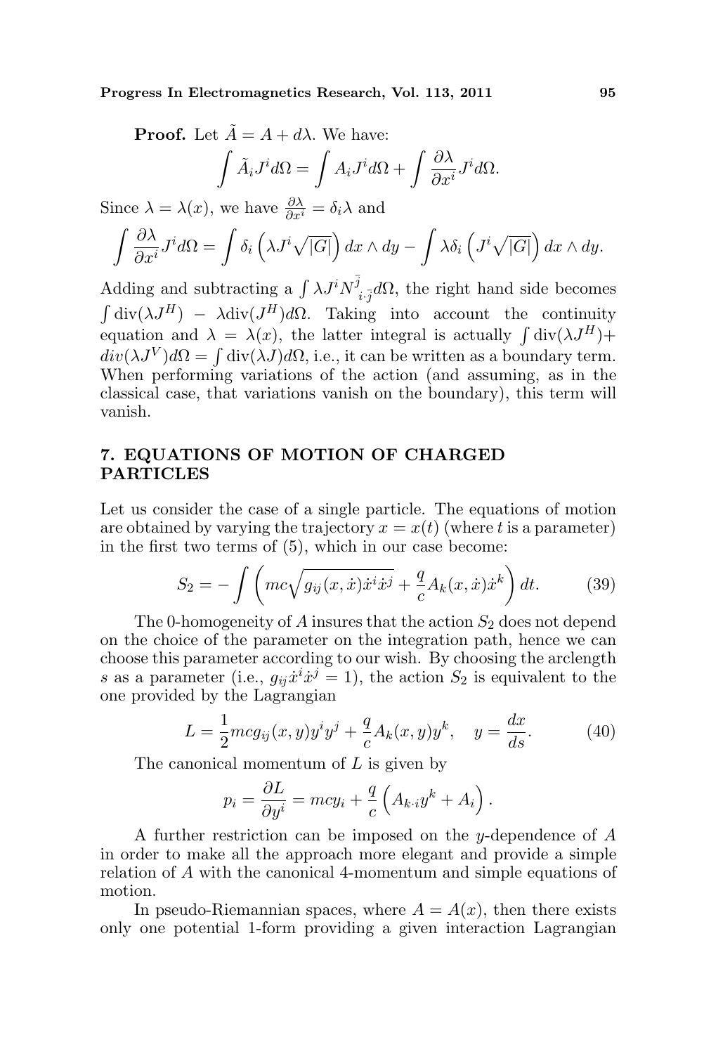**Proof.** Let $\tilde{A} = A + d\lambda$. We have:

$$\int \tilde{A}_i J^i d\Omega = \int A_i J^i d\Omega + \int \frac{\partial \lambda}{\partial x^i} J^i d\Omega.$$

Since $\lambda = \lambda(x)$, we have $\frac{\partial \lambda}{\partial x^i} = \delta_i \lambda$ and

$$\int \frac{\partial \lambda}{\partial x^i} J^i d\Omega = \int \delta_i \left( \lambda J^i \sqrt{|G|} \right) dx \wedge dy - \int \lambda \delta_i \left( J^i \sqrt{|G|} \right) dx \wedge dy.$$

Adding and subtracting a $\int \lambda J^i N^{\bar{j}}_{i \cdot \bar{j}} d\Omega$, the right hand side becomes $\int \text{div}(\lambda J^H) - \lambda \text{div}(J^H) d\Omega$. Taking into account the continuity equation and $\lambda = \lambda(x)$, the latter integral is actually $\int \text{div}(\lambda J^H) + div(\lambda J^V) d\Omega = \int \text{div}(\lambda J) d\Omega$, i.e., it can be written as a boundary term. When performing variations of the action (and assuming, as in the classical case, that variations vanish on the boundary), this term will vanish.

## 7. EQUATIONS OF MOTION OF CHARGED PARTICLES

Let us consider the case of a single particle. The equations of motion are obtained by varying the trajectory $x = x(t)$ (where $t$ is a parameter) in the first two terms of (5), which in our case become:

$$S_2 = -\int \left( mc\sqrt{g_{ij}(x, \dot{x})\dot{x}^i \dot{x}^j} + \frac{q}{c} A_k(x, \dot{x})\dot{x}^k \right) dt. \tag{39}$$

The 0-homogeneity of $A$ insures that the action $S_2$ does not depend on the choice of the parameter on the integration path, hence we can choose this parameter according to our wish. By choosing the arclength $s$ as a parameter (i.e., $g_{ij}\dot{x}^i \dot{x}^j = 1$), the action $S_2$ is equivalent to the one provided by the Lagrangian

$$L = \frac{1}{2} mc g_{ij}(x, y) y^i y^j + \frac{q}{c} A_k(x, y) y^k, \quad y = \frac{dx}{ds}. \tag{40}$$

The canonical momentum of $L$ is given by

$$p_i = \frac{\partial L}{\partial y^i} = mcy_i + \frac{q}{c}\left( A_{k \cdot i} y^k + A_i \right).$$

A further restriction can be imposed on the $y$-dependence of $A$ in order to make all the approach more elegant and provide a simple relation of $A$ with the canonical 4-momentum and simple equations of motion.

In pseudo-Riemannian spaces, where $A = A(x)$, then there exists only one potential 1-form providing a given interaction Lagrangian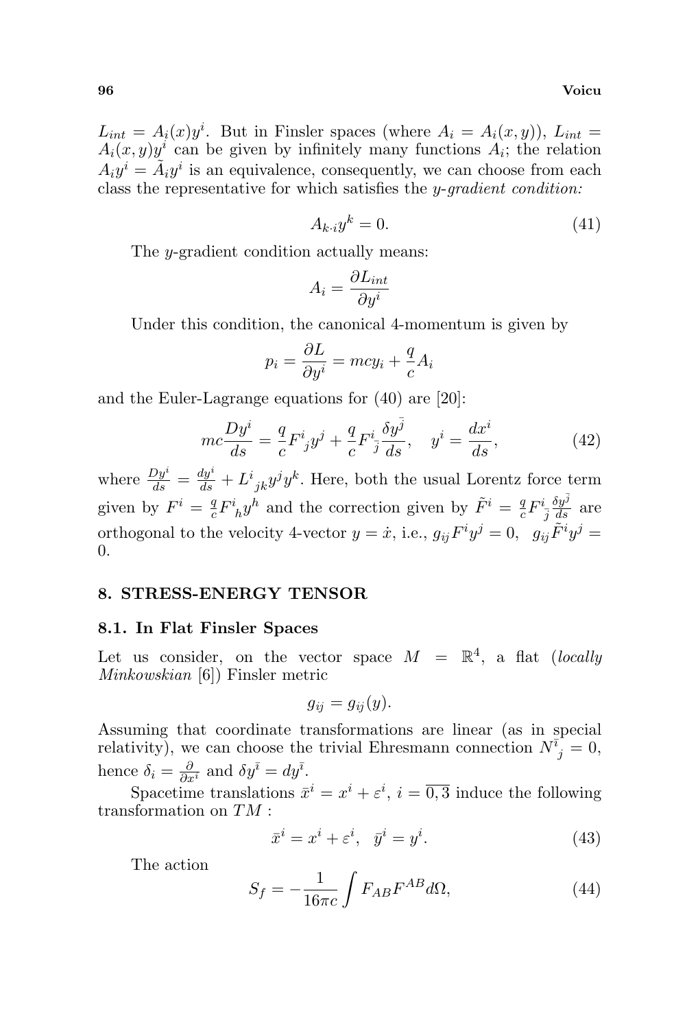$L_{int} = A_i(x)y^i$. But in Finsler spaces (where $A_i = A_i(x, y)$), $L_{int} = A_i(x, y)y^i$ can be given by infinitely many functions $A_i$; the relation $A_i y^i = \tilde{A}_i y^i$ is an equivalence, consequently, we can choose from each class the representative for which satisfies the *y-gradient condition:*

$$A_{k \cdot i} y^k = 0. \tag{41}$$

The $y$-gradient condition actually means:

$$A_i = \frac{\partial L_{int}}{\partial y^i}$$

Under this condition, the canonical 4-momentum is given by

$$p_i = \frac{\partial L}{\partial y^i} = mcy_i + \frac{q}{c} A_i$$

and the Euler-Lagrange equations for (40) are [20]:

$$mc\frac{Dy^i}{ds} = \frac{q}{c} F^i{}_j y^j + \frac{q}{c} F^i{}_{\bar{j}} \frac{\delta y^{\bar{j}}}{ds}, \quad y^i = \frac{dx^i}{ds}, \tag{42}$$

where $\frac{Dy^i}{ds} = \frac{dy^i}{ds} + L^i{}_{jk} y^j y^k$. Here, both the usual Lorentz force term given by $F^i = \frac{q}{c} F^i{}_h y^h$ and the correction given by $\tilde{F}^i = \frac{q}{c} F^i{}_{\bar{j}} \frac{\delta y^{\bar{j}}}{ds}$ are orthogonal to the velocity 4-vector $y = \dot{x}$, i.e., $g_{ij} F^i y^j = 0, \ \ g_{ij} \tilde{F}^i y^j = 0$.

## 8. STRESS-ENERGY TENSOR

### 8.1. In Flat Finsler Spaces

Let us consider, on the vector space $M = \mathbb{R}^4$, a flat (*locally Minkowskian* [6]) Finsler metric

$$g_{ij} = g_{ij}(y).$$

Assuming that coordinate transformations are linear (as in special relativity), we can choose the trivial Ehresmann connection $N^{\bar{i}}{}_j = 0$, hence $\delta_i = \frac{\partial}{\partial x^i}$ and $\delta y^{\bar{i}} = dy^{\bar{i}}$.

Spacetime translations $\bar{x}^i = x^i + \varepsilon^i$, $i = \overline{0, 3}$ induce the following transformation on $TM$ :

$$\bar{x}^i = x^i + \varepsilon^i, \ \ \bar{y}^i = y^i. \tag{43}$$

The action

$$S_f = -\frac{1}{16\pi c} \int F_{AB} F^{AB} d\Omega, \tag{44}$$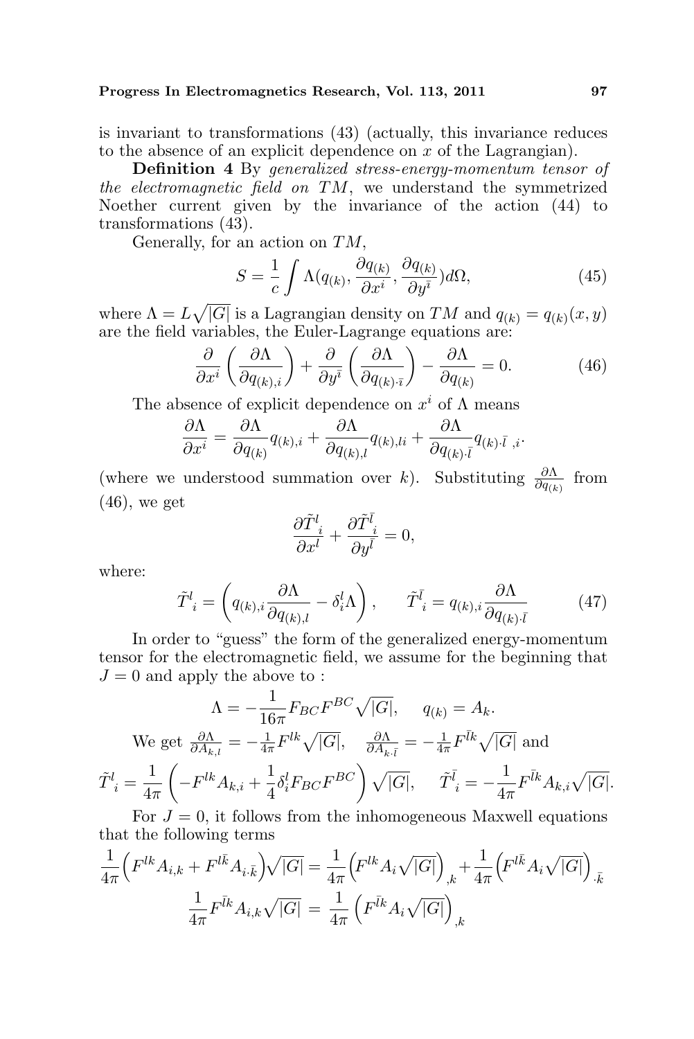is invariant to transformations (43) (actually, this invariance reduces to the absence of an explicit dependence on $x$ of the Lagrangian).

**Definition 4** By *generalized stress-energy-momentum tensor of the electromagnetic field on $TM$*, we understand the symmetrized Noether current given by the invariance of the action (44) to transformations (43).

Generally, for an action on $TM$,

$$S = \frac{1}{c}\int \Lambda(q_{(k)}, \frac{\partial q_{(k)}}{\partial x^i}, \frac{\partial q_{(k)}}{\partial y^{\bar{i}}})d\Omega, \tag{45}$$

where $\Lambda = L\sqrt{|G|}$ is a Lagrangian density on $TM$ and $q_{(k)} = q_{(k)}(x, y)$ are the field variables, the Euler-Lagrange equations are:

$$\frac{\partial}{\partial x^i}\left(\frac{\partial \Lambda}{\partial q_{(k),i}}\right) + \frac{\partial}{\partial y^{\bar{i}}}\left(\frac{\partial \Lambda}{\partial q_{(k)\cdot\bar{i}}}\right) - \frac{\partial \Lambda}{\partial q_{(k)}} = 0. \tag{46}$$

The absence of explicit dependence on $x^i$ of $\Lambda$ means

$$\frac{\partial \Lambda}{\partial x^i} = \frac{\partial \Lambda}{\partial q_{(k)}}q_{(k),i} + \frac{\partial \Lambda}{\partial q_{(k),l}}q_{(k),li} + \frac{\partial \Lambda}{\partial q_{(k)\cdot\bar{l}}}q_{(k)\cdot\bar{l}\ ,i}.$$

(where we understood summation over $k$). Substituting $\frac{\partial \Lambda}{\partial q_{(k)}}$ from (46), we get

$$\frac{\partial \tilde{T}^l{}_i}{\partial x^l} + \frac{\partial \tilde{T}^{\bar{l}}{}_i}{\partial y^{\bar{l}}} = 0,$$

where:

$$\tilde{T}^l{}_i = \left(q_{(k),i}\frac{\partial \Lambda}{\partial q_{(k),l}} - \delta^l_i \Lambda\right), \qquad \tilde{T}^{\bar{l}}{}_i = q_{(k),i}\frac{\partial \Lambda}{\partial q_{(k)\cdot\bar{l}}} \tag{47}$$

In order to "guess" the form of the generalized energy-momentum tensor for the electromagnetic field, we assume for the beginning that $J = 0$ and apply the above to :

$$\Lambda = -\frac{1}{16\pi}F_{BC}F^{BC}\sqrt{|G|}, \quad q_{(k)} = A_k.$$

We get $\frac{\partial \Lambda}{\partial A_{k,l}} = -\frac{1}{4\pi}F^{lk}\sqrt{|G|}$, $\quad \frac{\partial \Lambda}{\partial A_{k\cdot\bar{l}}} = -\frac{1}{4\pi}F^{\bar{l}k}\sqrt{|G|}$ and

$$\tilde{T}^l{}_i = \frac{1}{4\pi}\left(-F^{lk}A_{k,i} + \frac{1}{4}\delta^l_i F_{BC}F^{BC}\right)\sqrt{|G|}, \quad \tilde{T}^{\bar{l}}{}_i = -\frac{1}{4\pi}F^{\bar{l}k}A_{k,i}\sqrt{|G|}.$$

For $J = 0$, it follows from the inhomogeneous Maxwell equations that the following terms

$$\frac{1}{4\pi}\Big(F^{lk}A_{i,k} + F^{l\bar{k}}A_{i\cdot\bar{k}}\Big)\sqrt{|G|} = \frac{1}{4\pi}\Big(F^{lk}A_i\sqrt{|G|}\Big)_{,k} + \frac{1}{4\pi}\Big(F^{l\bar{k}}A_i\sqrt{|G|}\Big)_{\cdot\bar{k}}$$

$$\frac{1}{4\pi}F^{\bar{l}k}A_{i,k}\sqrt{|G|} = \frac{1}{4\pi}\left(F^{\bar{l}k}A_i\sqrt{|G|}\right)_{,k}$$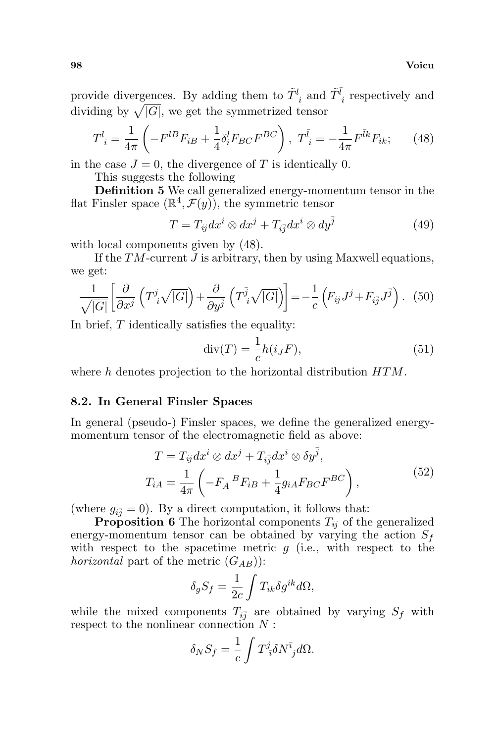provide divergences. By adding them to $\tilde{T}^l{}_i$ and $\tilde{T}^{\bar{l}}{}_i$ respectively and dividing by $\sqrt{|G|}$, we get the symmetrized tensor

$$T^l{}_i = \frac{1}{4\pi}\left(-F^{lB}F_{iB} + \frac{1}{4}\delta^l_i F_{BC}F^{BC}\right),\ T^{\bar{l}}{}_i = -\frac{1}{4\pi}F^{\bar{l}k}F_{ik}; \tag{48}$$

in the case $J = 0$, the divergence of $T$ is identically 0.

This suggests the following

**Definition 5** We call generalized energy-momentum tensor in the flat Finsler space $(\mathbb{R}^4, \mathcal{F}(y))$, the symmetric tensor

$$T = T_{ij}dx^i \otimes dx^j + T_{i\bar{j}}dx^i \otimes dy^{\bar{j}} \tag{49}$$

with local components given by (48).

If the $TM$-current $J$ is arbitrary, then by using Maxwell equations, we get:

$$\frac{1}{\sqrt{|G|}}\left[\frac{\partial}{\partial x^j}\left(T^j{}_i\sqrt{|G|}\right) + \frac{\partial}{\partial y^{\bar{j}}}\left(T^{\bar{j}}{}_i\sqrt{|G|}\right)\right] = -\frac{1}{c}\left(F_{ij}J^j + F_{i\bar{j}}J^{\bar{j}}\right). \tag{50}$$

In brief, $T$ identically satisfies the equality:

$$\mathrm{div}(T) = \frac{1}{c}h(i_J F), \tag{51}$$

where $h$ denotes projection to the horizontal distribution $HTM$.

### 8.2. In General Finsler Spaces

In general (pseudo-) Finsler spaces, we define the generalized energy-momentum tensor of the electromagnetic field as above:

$$T = T_{ij}dx^i \otimes dx^j + T_{i\bar{j}}dx^i \otimes \delta y^{\bar{j}},$$
$$T_{iA} = \frac{1}{4\pi}\left(-F_A{}^B F_{iB} + \frac{1}{4}g_{iA}F_{BC}F^{BC}\right), \tag{52}$$

(where $g_{i\bar{j}} = 0$). By a direct computation, it follows that:

**Proposition 6** The horizontal components $T_{ij}$ of the generalized energy-momentum tensor can be obtained by varying the action $S_f$ with respect to the spacetime metric $g$ (i.e., with respect to the *horizontal* part of the metric $(G_{AB})$):

$$\delta_g S_f = \frac{1}{2c}\int T_{ik}\delta g^{ik} d\Omega,$$

while the mixed components $T_{i\bar{j}}$ are obtained by varying $S_f$ with respect to the nonlinear connection $N$ :

$$\delta_N S_f = \frac{1}{c}\int T^j{}_{\bar{i}}\delta N^{\bar{i}}{}_j d\Omega.$$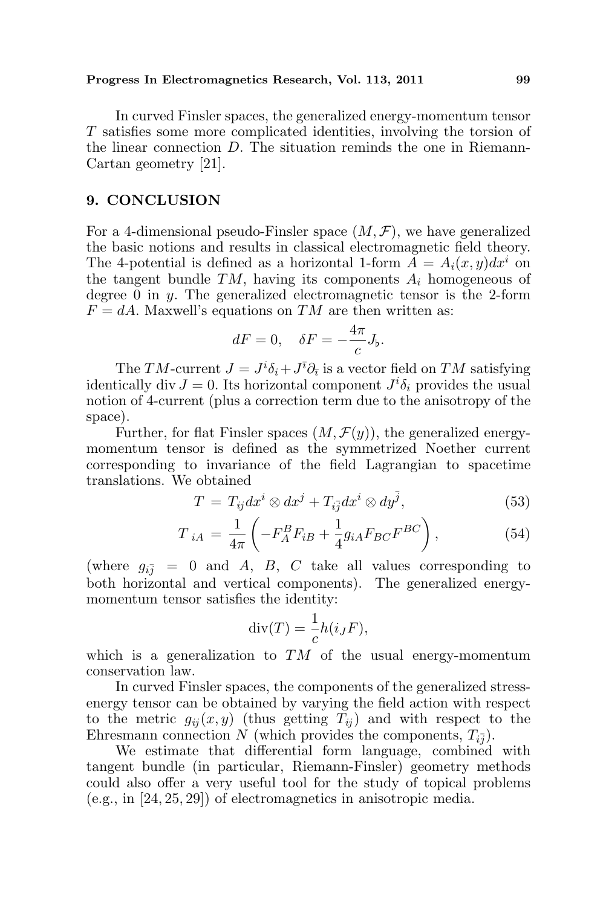In curved Finsler spaces, the generalized energy-momentum tensor $T$ satisfies some more complicated identities, involving the torsion of the linear connection $D$. The situation reminds the one in Riemann-Cartan geometry [21].

## 9. CONCLUSION

For a 4-dimensional pseudo-Finsler space $(M, \mathcal{F})$, we have generalized the basic notions and results in classical electromagnetic field theory. The 4-potential is defined as a horizontal 1-form $A = A_i(x, y)dx^i$ on the tangent bundle $TM$, having its components $A_i$ homogeneous of degree 0 in $y$. The generalized electromagnetic tensor is the 2-form $F = dA$. Maxwell's equations on $TM$ are then written as:

$$dF = 0, \quad \delta F = -\frac{4\pi}{c} J_\flat.$$

The $TM$-current $J = J^i \delta_i + J^{\bar{i}} \partial_{\bar{i}}$ is a vector field on $TM$ satisfying identically $\operatorname{div} J = 0$. Its horizontal component $J^i \delta_i$ provides the usual notion of 4-current (plus a correction term due to the anisotropy of the space).

Further, for flat Finsler spaces $(M, \mathcal{F}(y))$, the generalized energy-momentum tensor is defined as the symmetrized Noether current corresponding to invariance of the field Lagrangian to spacetime translations. We obtained

$$T = T_{ij} dx^i \otimes dx^j + T_{i\bar{j}} dx^i \otimes dy^{\bar{j}}, \tag{53}$$

$$T_{\ iA} = \frac{1}{4\pi}\left(-F_A^B F_{iB} + \frac{1}{4} g_{iA} F_{BC} F^{BC}\right), \tag{54}$$

(where $g_{i\bar{j}} = 0$ and $A$, $B$, $C$ take all values corresponding to both horizontal and vertical components). The generalized energy-momentum tensor satisfies the identity:

$$\operatorname{div}(T) = \frac{1}{c} h(i_J F),$$

which is a generalization to $TM$ of the usual energy-momentum conservation law.

In curved Finsler spaces, the components of the generalized stress-energy tensor can be obtained by varying the field action with respect to the metric $g_{ij}(x, y)$ (thus getting $T_{ij}$) and with respect to the Ehresmann connection $N$ (which provides the components, $T_{i\bar{j}}$).

We estimate that differential form language, combined with tangent bundle (in particular, Riemann-Finsler) geometry methods could also offer a very useful tool for the study of topical problems (e.g., in [24, 25, 29]) of electromagnetics in anisotropic media.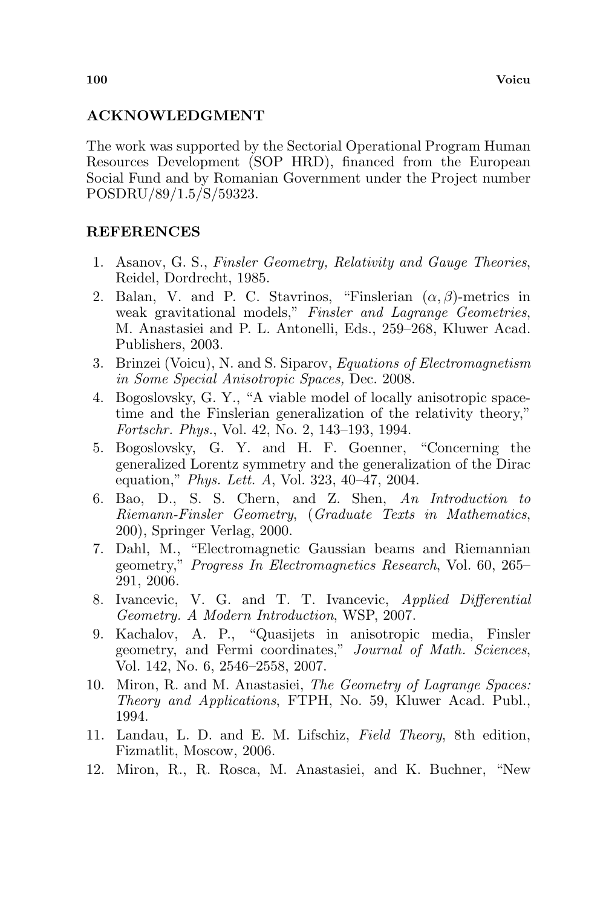## ACKNOWLEDGMENT

The work was supported by the Sectorial Operational Program Human Resources Development (SOP HRD), financed from the European Social Fund and by Romanian Government under the Project number POSDRU/89/1.5/S/59323.

## REFERENCES

1. Asanov, G. S., *Finsler Geometry, Relativity and Gauge Theories*, Reidel, Dordrecht, 1985.
2. Balan, V. and P. C. Stavrinos, "Finslerian $(\alpha, \beta)$-metrics in weak gravitational models," *Finsler and Lagrange Geometries*, M. Anastasiei and P. L. Antonelli, Eds., 259–268, Kluwer Acad. Publishers, 2003.
3. Brinzei (Voicu), N. and S. Siparov, *Equations of Electromagnetism in Some Special Anisotropic Spaces,* Dec. 2008.
4. Bogoslovsky, G. Y., "A viable model of locally anisotropic space-time and the Finslerian generalization of the relativity theory," *Fortschr. Phys.*, Vol. 42, No. 2, 143–193, 1994.
5. Bogoslovsky, G. Y. and H. F. Goenner, "Concerning the generalized Lorentz symmetry and the generalization of the Dirac equation," *Phys. Lett. A*, Vol. 323, 40–47, 2004.
6. Bao, D., S. S. Chern, and Z. Shen, *An Introduction to Riemann-Finsler Geometry*, (*Graduate Texts in Mathematics*, 200), Springer Verlag, 2000.
7. Dahl, M., "Electromagnetic Gaussian beams and Riemannian geometry," *Progress In Electromagnetics Research*, Vol. 60, 265–291, 2006.
8. Ivancevic, V. G. and T. T. Ivancevic, *Applied Differential Geometry. A Modern Introduction*, WSP, 2007.
9. Kachalov, A. P., "Quasijets in anisotropic media, Finsler geometry, and Fermi coordinates," *Journal of Math. Sciences*, Vol. 142, No. 6, 2546–2558, 2007.
10. Miron, R. and M. Anastasiei, *The Geometry of Lagrange Spaces: Theory and Applications*, FTPH, No. 59, Kluwer Acad. Publ., 1994.
11. Landau, L. D. and E. M. Lifschiz, *Field Theory*, 8th edition, Fizmatlit, Moscow, 2006.
12. Miron, R., R. Rosca, M. Anastasiei, and K. Buchner, "New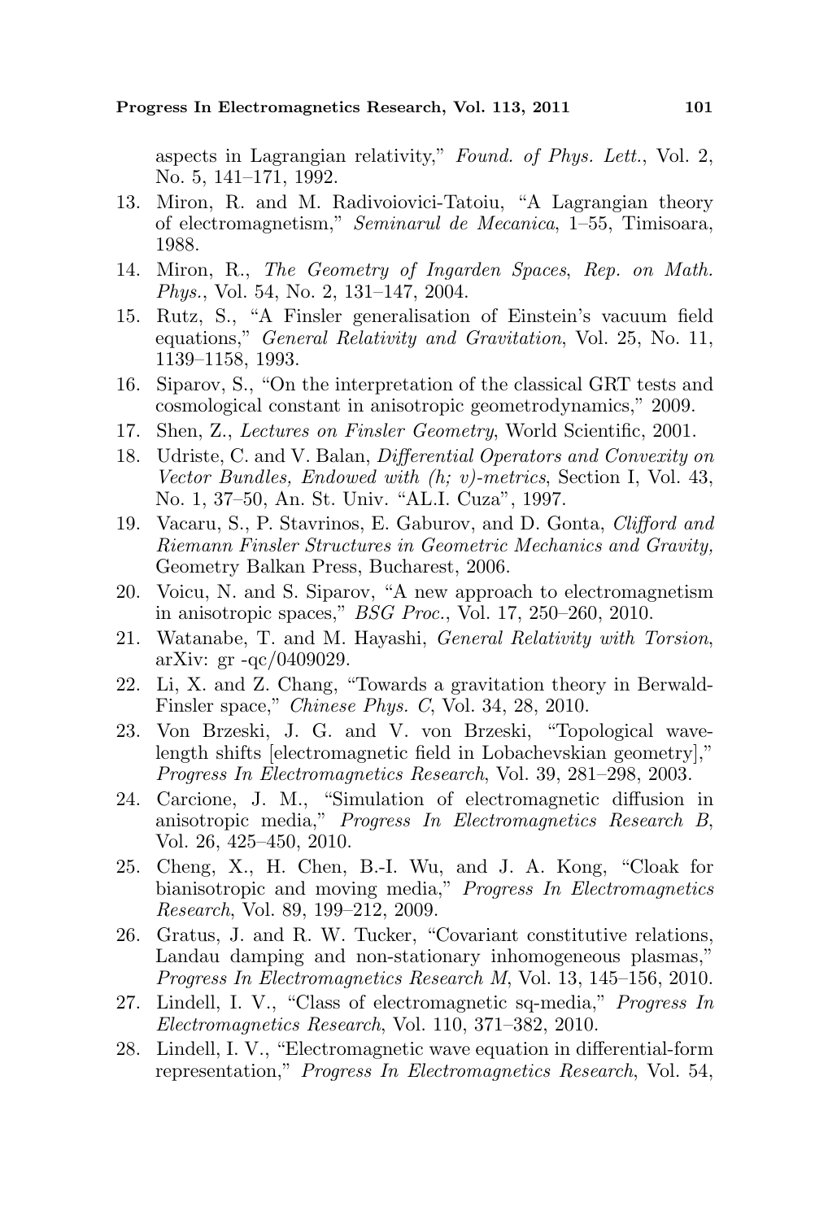aspects in Lagrangian relativity," *Found. of Phys. Lett.*, Vol. 2, No. 5, 141–171, 1992.

13. Miron, R. and M. Radivoiovici-Tatoiu, "A Lagrangian theory of electromagnetism," *Seminarul de Mecanica*, 1–55, Timisoara, 1988.
14. Miron, R., *The Geometry of Ingarden Spaces*, *Rep. on Math. Phys.*, Vol. 54, No. 2, 131–147, 2004.
15. Rutz, S., "A Finsler generalisation of Einstein's vacuum field equations," *General Relativity and Gravitation*, Vol. 25, No. 11, 1139–1158, 1993.
16. Siparov, S., "On the interpretation of the classical GRT tests and cosmological constant in anisotropic geometrodynamics," 2009.
17. Shen, Z., *Lectures on Finsler Geometry*, World Scientific, 2001.
18. Udriste, C. and V. Balan, *Differential Operators and Convexity on Vector Bundles, Endowed with (h; v)-metrics*, Section I, Vol. 43, No. 1, 37–50, An. St. Univ. "AL.I. Cuza", 1997.
19. Vacaru, S., P. Stavrinos, E. Gaburov, and D. Gonta, *Clifford and Riemann Finsler Structures in Geometric Mechanics and Gravity,* Geometry Balkan Press, Bucharest, 2006.
20. Voicu, N. and S. Siparov, "A new approach to electromagnetism in anisotropic spaces," *BSG Proc.*, Vol. 17, 250–260, 2010.
21. Watanabe, T. and M. Hayashi, *General Relativity with Torsion*, arXiv: gr -qc/0409029.
22. Li, X. and Z. Chang, "Towards a gravitation theory in Berwald-Finsler space," *Chinese Phys. C*, Vol. 34, 28, 2010.
23. Von Brzeski, J. G. and V. von Brzeski, "Topological wavelength shifts [electromagnetic field in Lobachevskian geometry]," *Progress In Electromagnetics Research*, Vol. 39, 281–298, 2003.
24. Carcione, J. M., "Simulation of electromagnetic diffusion in anisotropic media," *Progress In Electromagnetics Research B*, Vol. 26, 425–450, 2010.
25. Cheng, X., H. Chen, B.-I. Wu, and J. A. Kong, "Cloak for bianisotropic and moving media," *Progress In Electromagnetics Research*, Vol. 89, 199–212, 2009.
26. Gratus, J. and R. W. Tucker, "Covariant constitutive relations, Landau damping and non-stationary inhomogeneous plasmas," *Progress In Electromagnetics Research M*, Vol. 13, 145–156, 2010.
27. Lindell, I. V., "Class of electromagnetic sq-media," *Progress In Electromagnetics Research*, Vol. 110, 371–382, 2010.
28. Lindell, I. V., "Electromagnetic wave equation in differential-form representation," *Progress In Electromagnetics Research*, Vol. 54,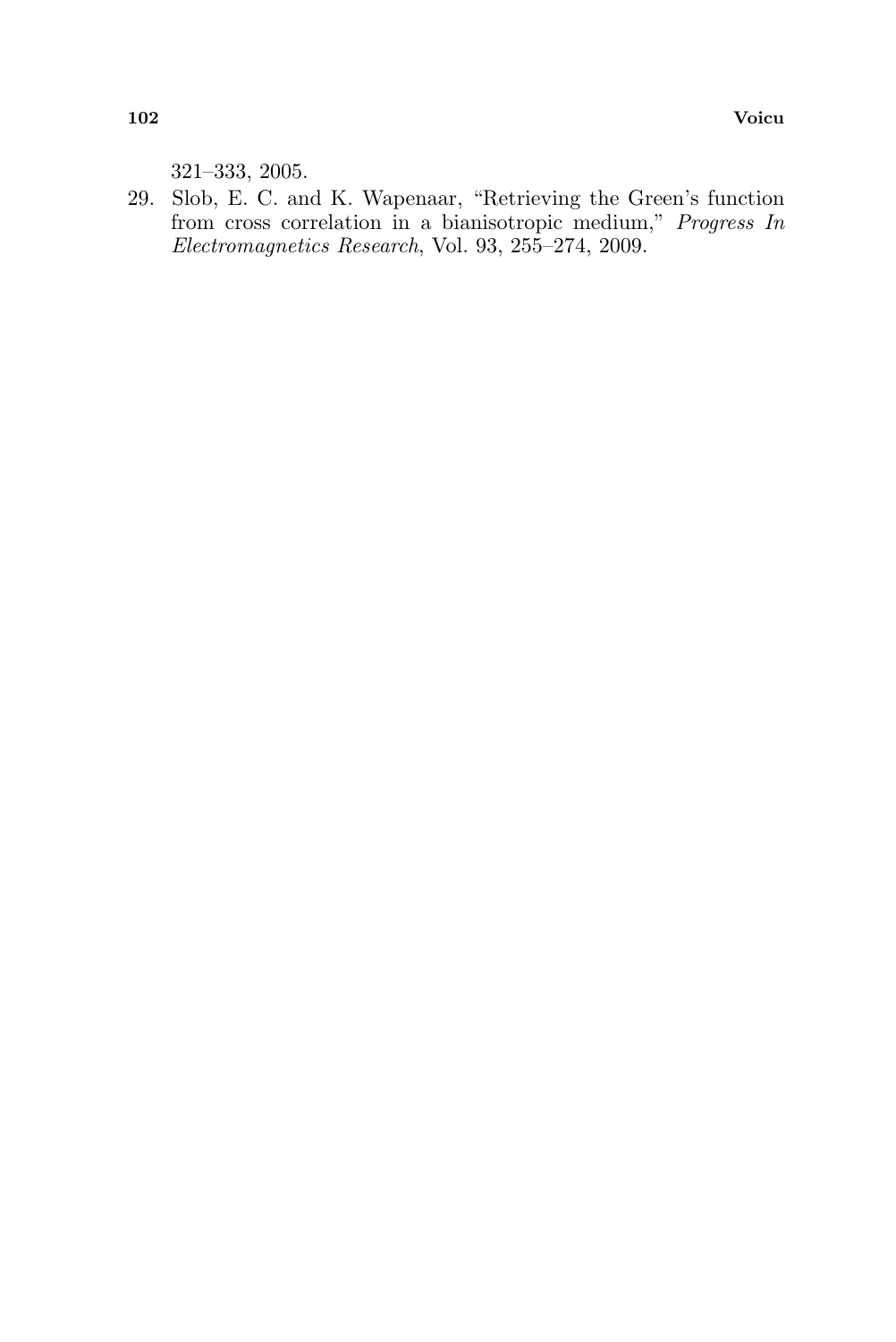321–333, 2005.

29. Slob, E. C. and K. Wapenaar, "Retrieving the Green's function from cross correlation in a bianisotropic medium," *Progress In Electromagnetics Research*, Vol. 93, 255–274, 2009.